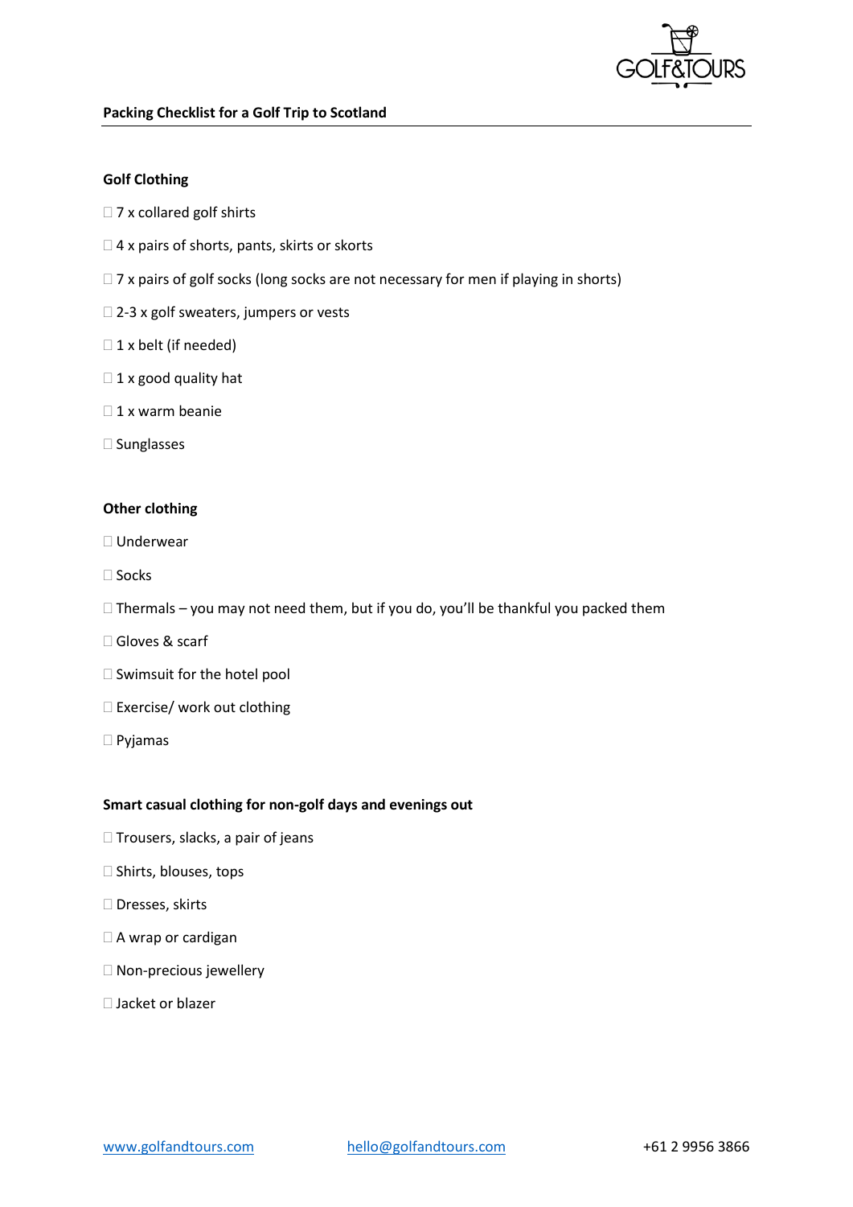## Packing Checklist for a Golf Trip to Scotland

### Golf Clothing

- ☐ 7 x collared golf shirts
- ☐ 4 x pairs of shorts, pants, skirts or skorts
- ☐ 7 x pairs of golf socks (long socks are not necessary for men if playing in shorts)
- ☐ 2-3 x golf sweaters, jumpers or vests
- ☐ 1 x belt (if needed)
- ☐ 1 x good quality hat
- ☐ 1 x warm beanie
- ☐ Sunglasses

### Other clothing

- ☐ Underwear
- ☐ Socks
- ☐ Thermals – you may not need them, but if you do, you'll be thankful you packed them
- ☐ Gloves & scarf
- ☐ Swimsuit for the hotel pool
- ☐ Exercise/ work out clothing
- ☐ Pyjamas

### Smart casual clothing for non-golf days and evenings out

- ☐ Trousers, slacks, a pair of jeans
- ☐ Shirts, blouses, tops
- ☐ Dresses, skirts
- ☐ A wrap or cardigan
- ☐ Non-precious jewellery
- ☐ Jacket or blazer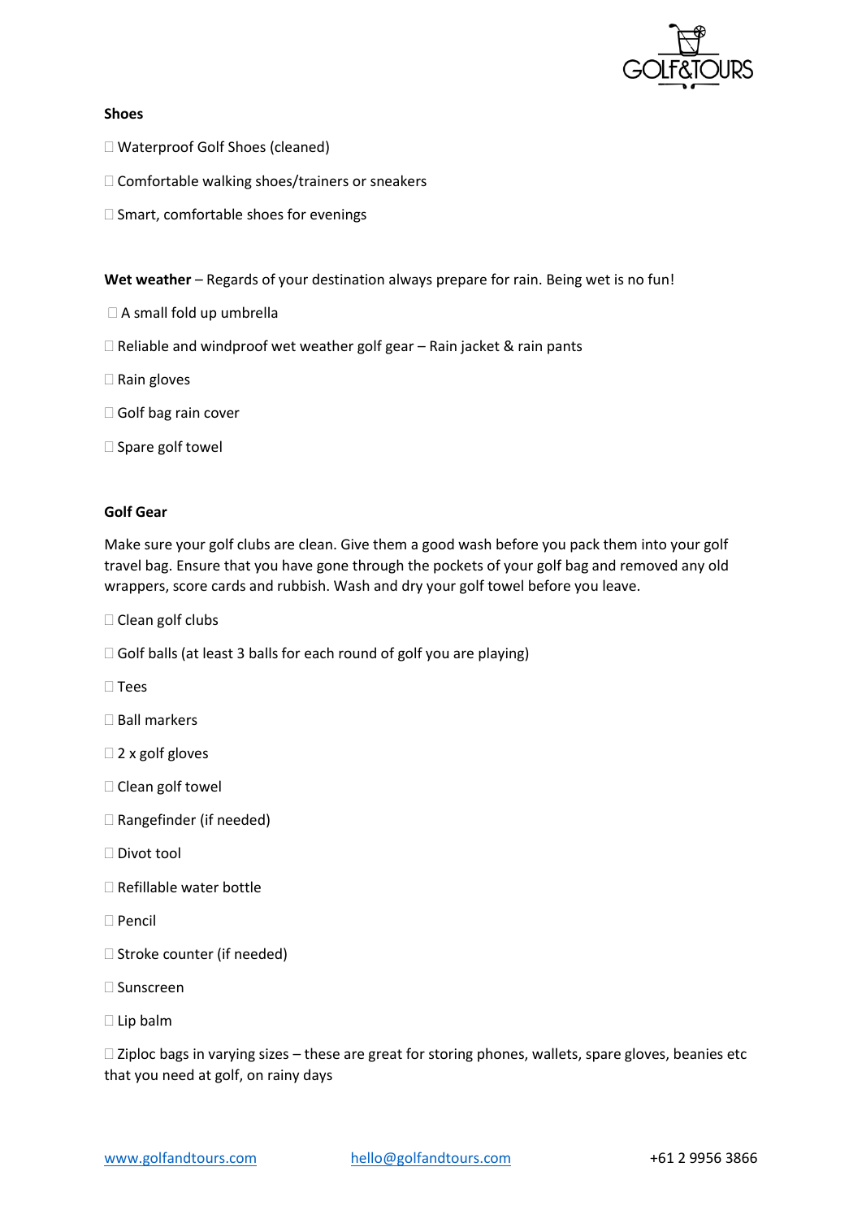**Shoes**

- Waterproof Golf Shoes (cleaned)
- Comfortable walking shoes/trainers or sneakers
- Smart, comfortable shoes for evenings

**Wet weather** – Regards of your destination always prepare for rain. Being wet is no fun!

- A small fold up umbrella
- Reliable and windproof wet weather golf gear – Rain jacket & rain pants
- Rain gloves
- Golf bag rain cover
- Spare golf towel

**Golf Gear**

Make sure your golf clubs are clean. Give them a good wash before you pack them into your golf travel bag. Ensure that you have gone through the pockets of your golf bag and removed any old wrappers, score cards and rubbish. Wash and dry your golf towel before you leave.

- Clean golf clubs
- Golf balls (at least 3 balls for each round of golf you are playing)
- Tees
- Ball markers
- 2 x golf gloves
- Clean golf towel
- Rangefinder (if needed)
- Divot tool
- Refillable water bottle
- Pencil
- Stroke counter (if needed)
- Sunscreen
- Lip balm
- Ziploc bags in varying sizes – these are great for storing phones, wallets, spare gloves, beanies etc that you need at golf, on rainy days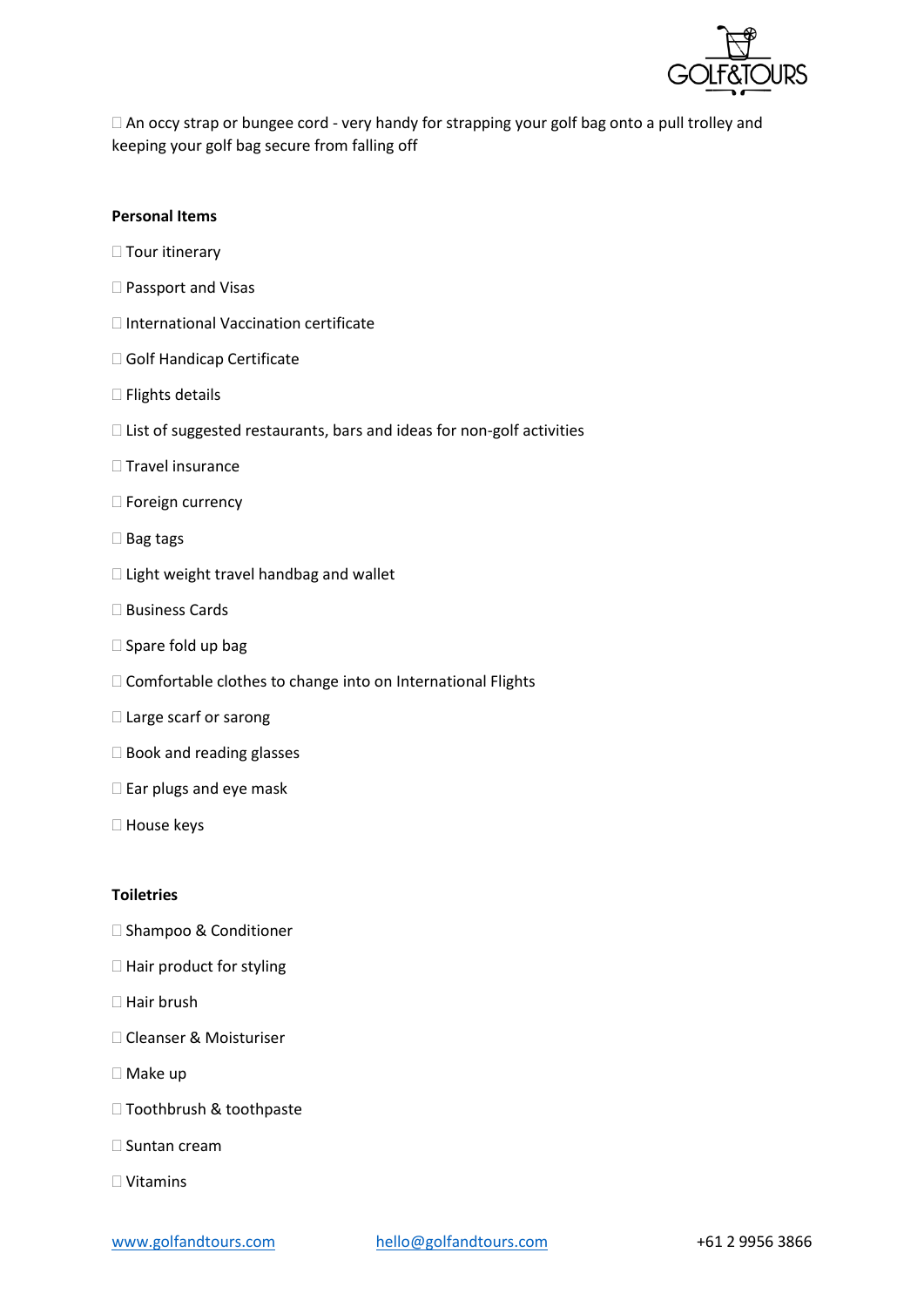- An occy strap or bungee cord - very handy for strapping your golf bag onto a pull trolley and keeping your golf bag secure from falling off

**Personal Items**

- Tour itinerary
- Passport and Visas
- International Vaccination certificate
- Golf Handicap Certificate
- Flights details
- List of suggested restaurants, bars and ideas for non-golf activities
- Travel insurance
- Foreign currency
- Bag tags
- Light weight travel handbag and wallet
- Business Cards
- Spare fold up bag
- Comfortable clothes to change into on International Flights
- Large scarf or sarong
- Book and reading glasses
- Ear plugs and eye mask
- House keys

**Toiletries**

- Shampoo & Conditioner
- Hair product for styling
- Hair brush
- Cleanser & Moisturiser
- Make up
- Toothbrush & toothpaste
- Suntan cream
- Vitamins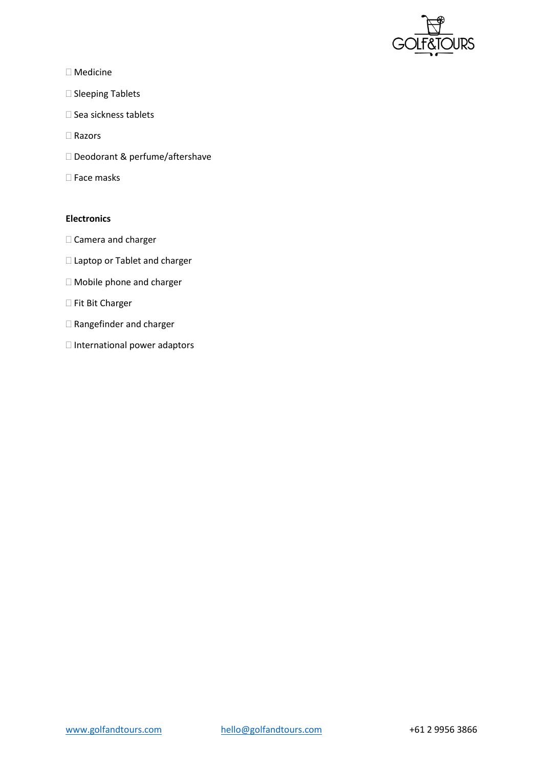- Medicine
- Sleeping Tablets
- Sea sickness tablets
- Razors
- Deodorant & perfume/aftershave
- Face masks

**Electronics**

- Camera and charger
- Laptop or Tablet and charger
- Mobile phone and charger
- Fit Bit Charger
- Rangefinder and charger
- International power adaptors